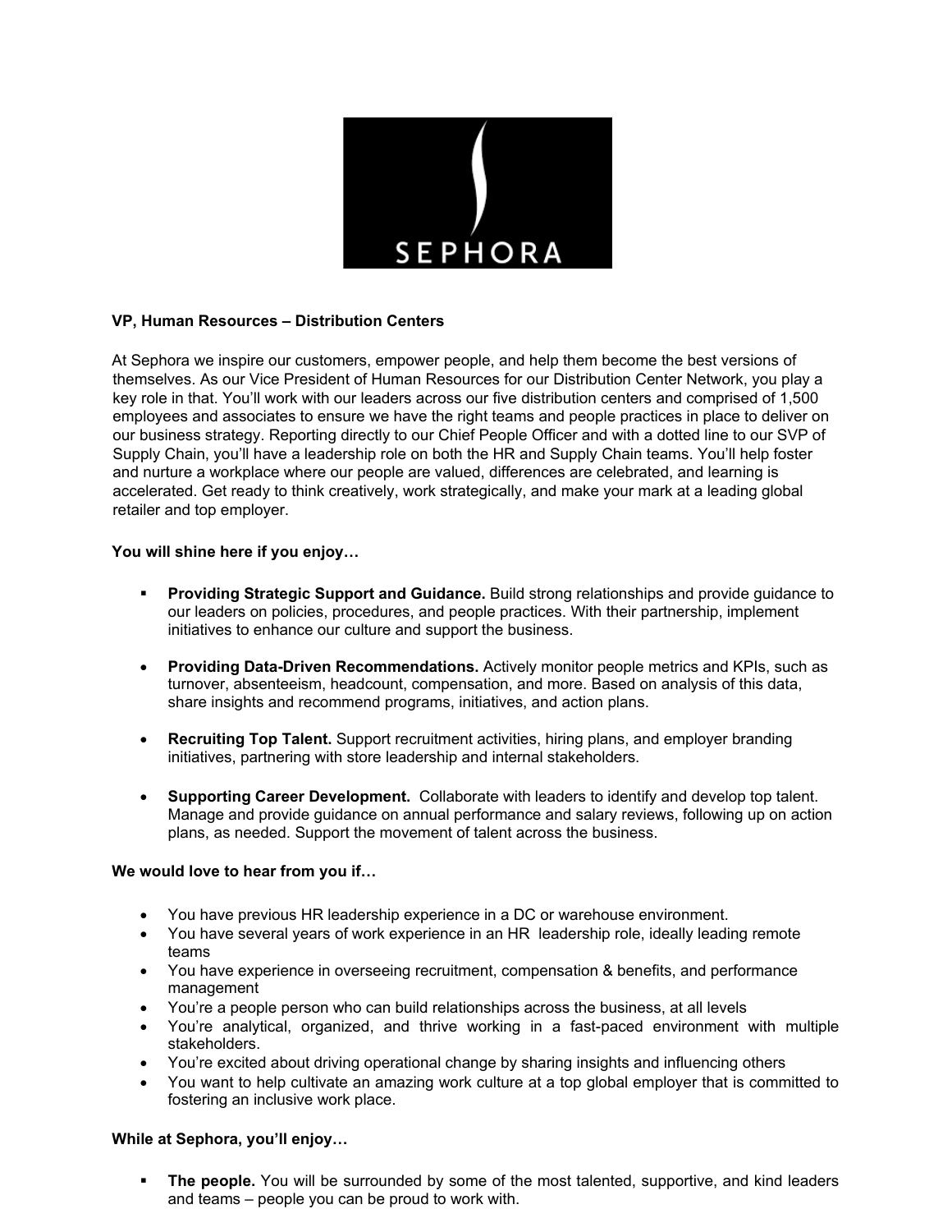SEPHORA

**VP, Human Resources – Distribution Centers**

At Sephora we inspire our customers, empower people, and help them become the best versions of themselves. As our Vice President of Human Resources for our Distribution Center Network, you play a key role in that. You'll work with our leaders across our five distribution centers and comprised of 1,500 employees and associates to ensure we have the right teams and people practices in place to deliver on our business strategy. Reporting directly to our Chief People Officer and with a dotted line to our SVP of Supply Chain, you'll have a leadership role on both the HR and Supply Chain teams. You'll help foster and nurture a workplace where our people are valued, differences are celebrated, and learning is accelerated. Get ready to think creatively, work strategically, and make your mark at a leading global retailer and top employer.

**You will shine here if you enjoy…**

- **Providing Strategic Support and Guidance.** Build strong relationships and provide guidance to our leaders on policies, procedures, and people practices. With their partnership, implement initiatives to enhance our culture and support the business.

- **Providing Data-Driven Recommendations.** Actively monitor people metrics and KPIs, such as turnover, absenteeism, headcount, compensation, and more. Based on analysis of this data, share insights and recommend programs, initiatives, and action plans.

- **Recruiting Top Talent.** Support recruitment activities, hiring plans, and employer branding initiatives, partnering with store leadership and internal stakeholders.

- **Supporting Career Development.** Collaborate with leaders to identify and develop top talent. Manage and provide guidance on annual performance and salary reviews, following up on action plans, as needed. Support the movement of talent across the business.

**We would love to hear from you if…**

- You have previous HR leadership experience in a DC or warehouse environment.
- You have several years of work experience in an HR leadership role, ideally leading remote teams
- You have experience in overseeing recruitment, compensation & benefits, and performance management
- You're a people person who can build relationships across the business, at all levels
- You're analytical, organized, and thrive working in a fast-paced environment with multiple stakeholders.
- You're excited about driving operational change by sharing insights and influencing others
- You want to help cultivate an amazing work culture at a top global employer that is committed to fostering an inclusive work place.

**While at Sephora, you'll enjoy…**

- **The people.** You will be surrounded by some of the most talented, supportive, and kind leaders and teams – people you can be proud to work with.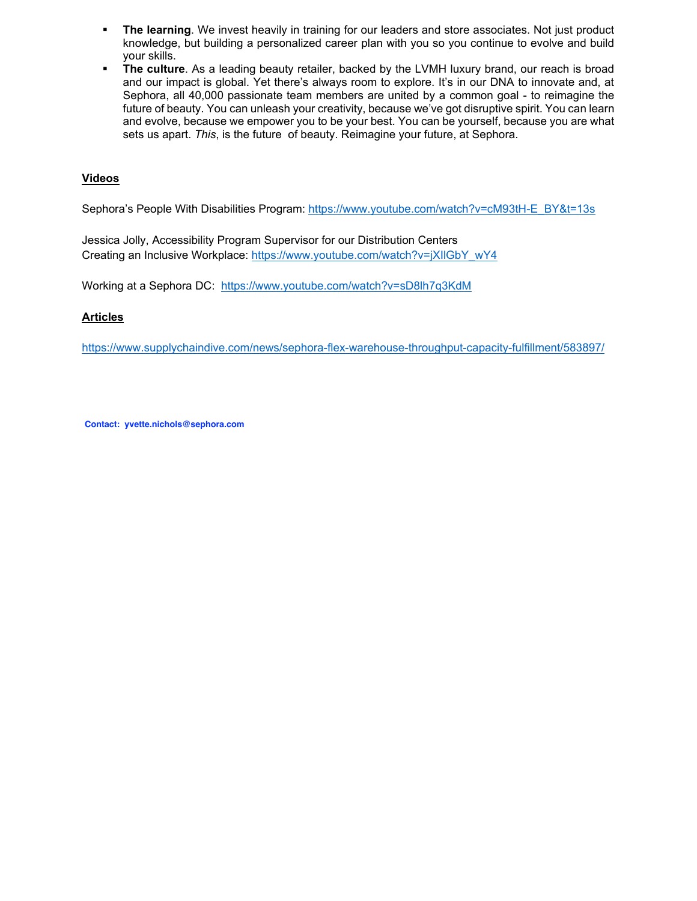- **The learning**. We invest heavily in training for our leaders and store associates. Not just product knowledge, but building a personalized career plan with you so you continue to evolve and build your skills.
- **The culture**. As a leading beauty retailer, backed by the LVMH luxury brand, our reach is broad and our impact is global. Yet there's always room to explore. It's in our DNA to innovate and, at Sephora, all 40,000 passionate team members are united by a common goal - to reimagine the future of beauty. You can unleash your creativity, because we've got disruptive spirit. You can learn and evolve, because we empower you to be your best. You can be yourself, because you are what sets us apart. *This*, is the future of beauty. Reimagine your future, at Sephora.

**Videos**

Sephora's People With Disabilities Program: https://www.youtube.com/watch?v=cM93tH-E_BY&t=13s

Jessica Jolly, Accessibility Program Supervisor for our Distribution Centers
Creating an Inclusive Workplace: https://www.youtube.com/watch?v=jXIlGbY_wY4

Working at a Sephora DC: https://www.youtube.com/watch?v=sD8lh7q3KdM

**Articles**

https://www.supplychaindive.com/news/sephora-flex-warehouse-throughput-capacity-fulfillment/583897/

**Contact: yvette.nichols@sephora.com**